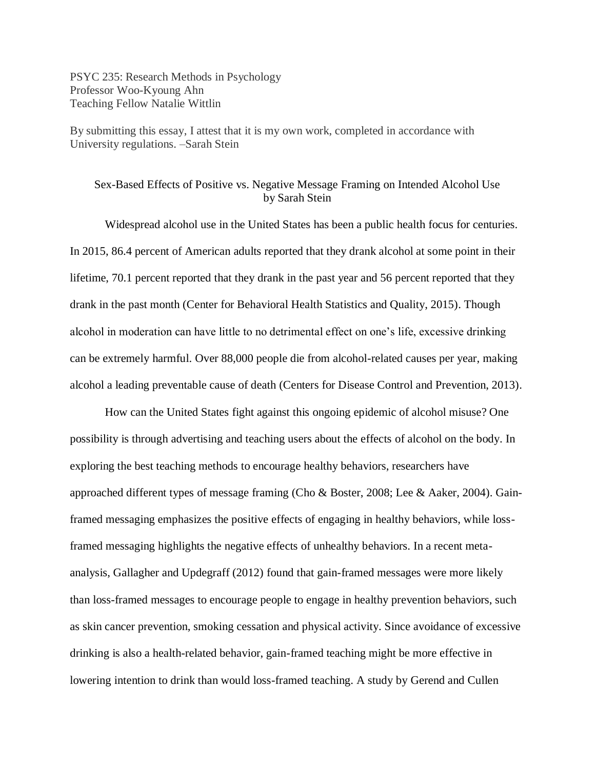PSYC 235: Research Methods in Psychology
Professor Woo-Kyoung Ahn
Teaching Fellow Natalie Wittlin

By submitting this essay, I attest that it is my own work, completed in accordance with University regulations. –Sarah Stein

# Sex-Based Effects of Positive vs. Negative Message Framing on Intended Alcohol Use

by Sarah Stein

Widespread alcohol use in the United States has been a public health focus for centuries. In 2015, 86.4 percent of American adults reported that they drank alcohol at some point in their lifetime, 70.1 percent reported that they drank in the past year and 56 percent reported that they drank in the past month (Center for Behavioral Health Statistics and Quality, 2015). Though alcohol in moderation can have little to no detrimental effect on one's life, excessive drinking can be extremely harmful. Over 88,000 people die from alcohol-related causes per year, making alcohol a leading preventable cause of death (Centers for Disease Control and Prevention, 2013).

How can the United States fight against this ongoing epidemic of alcohol misuse? One possibility is through advertising and teaching users about the effects of alcohol on the body. In exploring the best teaching methods to encourage healthy behaviors, researchers have approached different types of message framing (Cho & Boster, 2008; Lee & Aaker, 2004). Gain-framed messaging emphasizes the positive effects of engaging in healthy behaviors, while loss-framed messaging highlights the negative effects of unhealthy behaviors. In a recent meta-analysis, Gallagher and Updegraff (2012) found that gain-framed messages were more likely than loss-framed messages to encourage people to engage in healthy prevention behaviors, such as skin cancer prevention, smoking cessation and physical activity. Since avoidance of excessive drinking is also a health-related behavior, gain-framed teaching might be more effective in lowering intention to drink than would loss-framed teaching. A study by Gerend and Cullen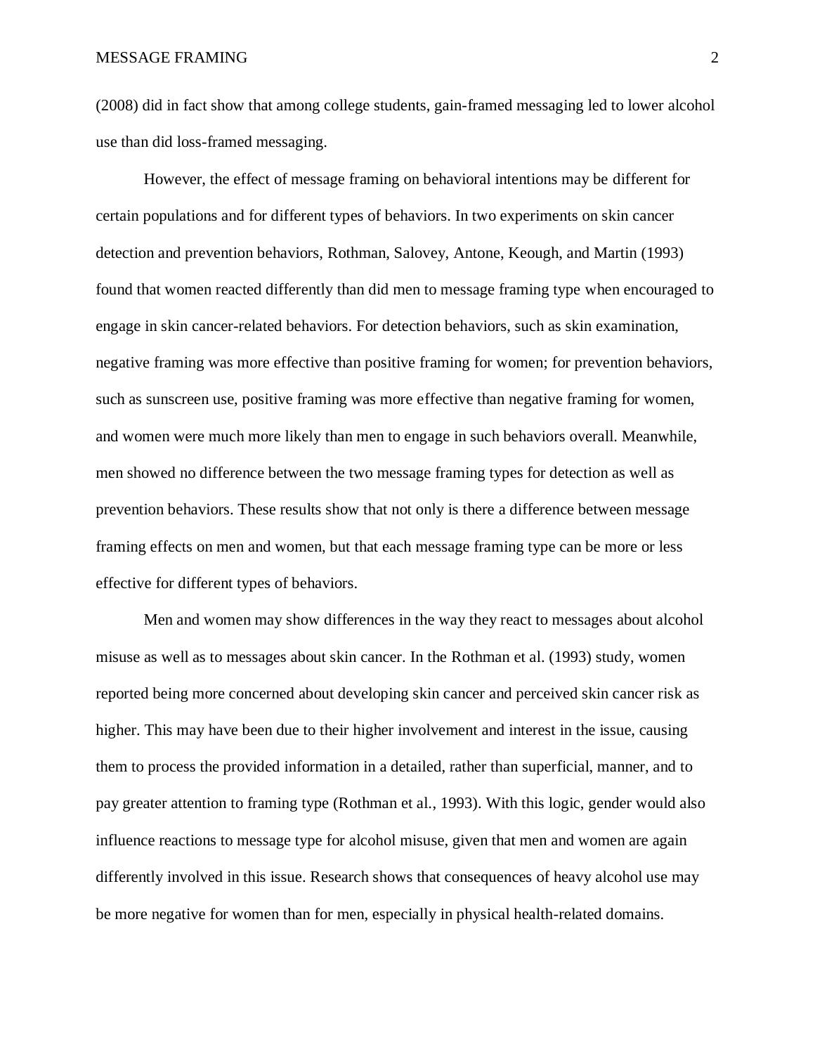(2008) did in fact show that among college students, gain-framed messaging led to lower alcohol use than did loss-framed messaging.

However, the effect of message framing on behavioral intentions may be different for certain populations and for different types of behaviors. In two experiments on skin cancer detection and prevention behaviors, Rothman, Salovey, Antone, Keough, and Martin (1993) found that women reacted differently than did men to message framing type when encouraged to engage in skin cancer-related behaviors. For detection behaviors, such as skin examination, negative framing was more effective than positive framing for women; for prevention behaviors, such as sunscreen use, positive framing was more effective than negative framing for women, and women were much more likely than men to engage in such behaviors overall. Meanwhile, men showed no difference between the two message framing types for detection as well as prevention behaviors. These results show that not only is there a difference between message framing effects on men and women, but that each message framing type can be more or less effective for different types of behaviors.

Men and women may show differences in the way they react to messages about alcohol misuse as well as to messages about skin cancer. In the Rothman et al. (1993) study, women reported being more concerned about developing skin cancer and perceived skin cancer risk as higher. This may have been due to their higher involvement and interest in the issue, causing them to process the provided information in a detailed, rather than superficial, manner, and to pay greater attention to framing type (Rothman et al., 1993). With this logic, gender would also influence reactions to message type for alcohol misuse, given that men and women are again differently involved in this issue. Research shows that consequences of heavy alcohol use may be more negative for women than for men, especially in physical health-related domains.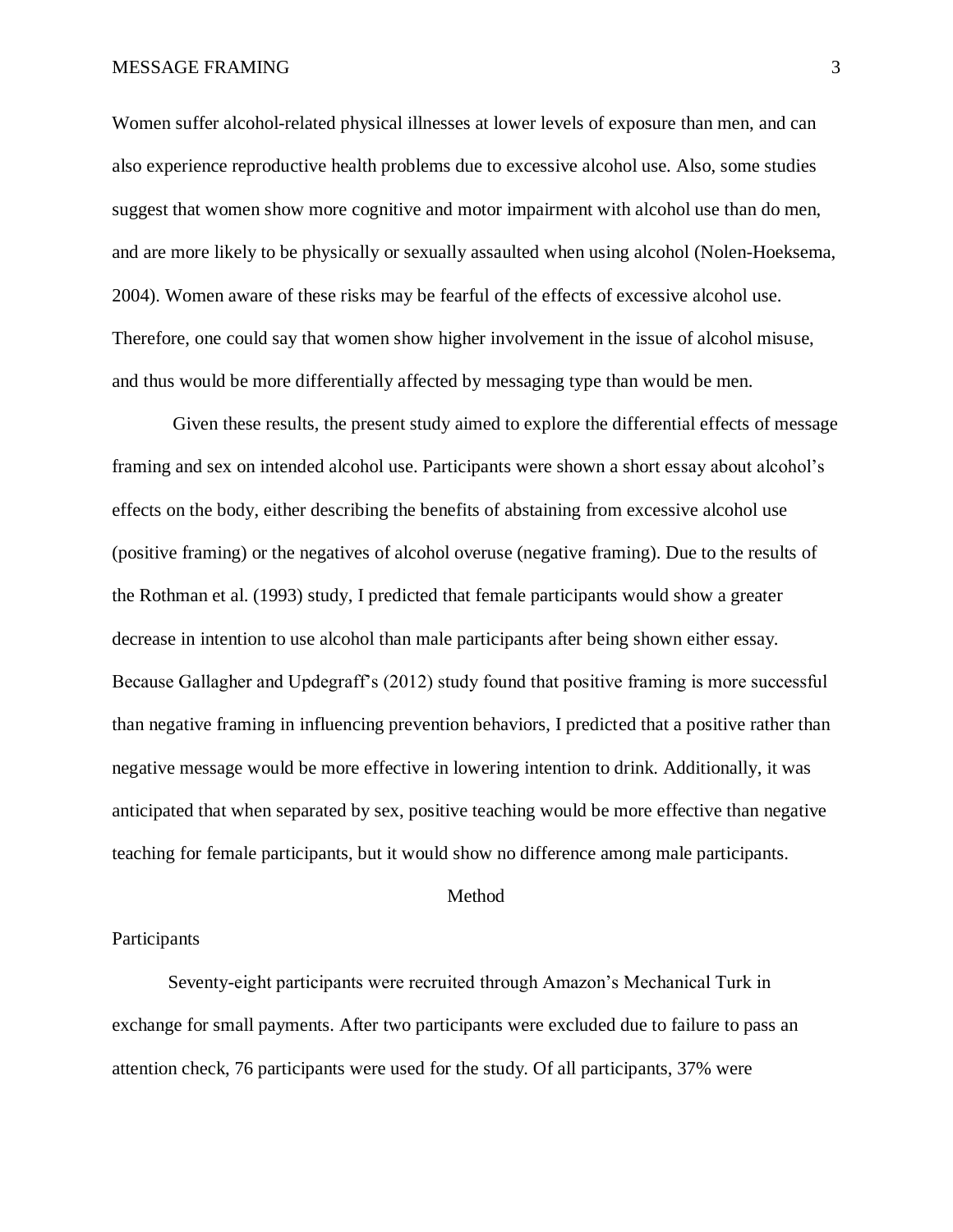Women suffer alcohol-related physical illnesses at lower levels of exposure than men, and can also experience reproductive health problems due to excessive alcohol use. Also, some studies suggest that women show more cognitive and motor impairment with alcohol use than do men, and are more likely to be physically or sexually assaulted when using alcohol (Nolen-Hoeksema, 2004). Women aware of these risks may be fearful of the effects of excessive alcohol use. Therefore, one could say that women show higher involvement in the issue of alcohol misuse, and thus would be more differentially affected by messaging type than would be men.

Given these results, the present study aimed to explore the differential effects of message framing and sex on intended alcohol use. Participants were shown a short essay about alcohol's effects on the body, either describing the benefits of abstaining from excessive alcohol use (positive framing) or the negatives of alcohol overuse (negative framing). Due to the results of the Rothman et al. (1993) study, I predicted that female participants would show a greater decrease in intention to use alcohol than male participants after being shown either essay. Because Gallagher and Updegraff's (2012) study found that positive framing is more successful than negative framing in influencing prevention behaviors, I predicted that a positive rather than negative message would be more effective in lowering intention to drink. Additionally, it was anticipated that when separated by sex, positive teaching would be more effective than negative teaching for female participants, but it would show no difference among male participants.

## Method

### Participants

Seventy-eight participants were recruited through Amazon's Mechanical Turk in exchange for small payments. After two participants were excluded due to failure to pass an attention check, 76 participants were used for the study. Of all participants, 37% were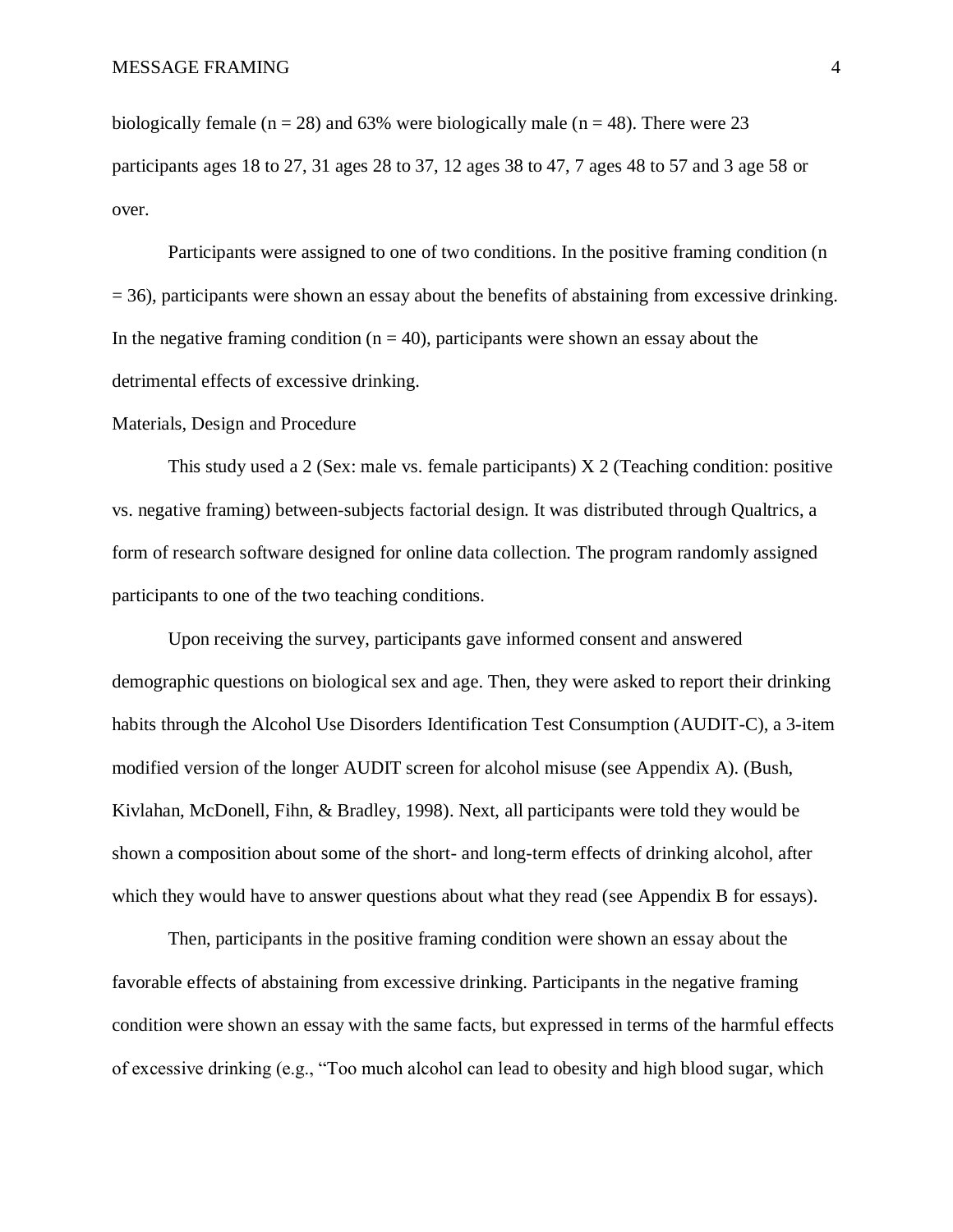biologically female ($n = 28$) and 63% were biologically male ($n = 48$). There were 23 participants ages 18 to 27, 31 ages 28 to 37, 12 ages 38 to 47, 7 ages 48 to 57 and 3 age 58 or over.

Participants were assigned to one of two conditions. In the positive framing condition ($n = 36$), participants were shown an essay about the benefits of abstaining from excessive drinking. In the negative framing condition ($n = 40$), participants were shown an essay about the detrimental effects of excessive drinking.

## Materials, Design and Procedure

This study used a 2 (Sex: male vs. female participants) X 2 (Teaching condition: positive vs. negative framing) between-subjects factorial design. It was distributed through Qualtrics, a form of research software designed for online data collection. The program randomly assigned participants to one of the two teaching conditions.

Upon receiving the survey, participants gave informed consent and answered demographic questions on biological sex and age. Then, they were asked to report their drinking habits through the Alcohol Use Disorders Identification Test Consumption (AUDIT-C), a 3-item modified version of the longer AUDIT screen for alcohol misuse (see Appendix A). (Bush, Kivlahan, McDonell, Fihn, & Bradley, 1998). Next, all participants were told they would be shown a composition about some of the short- and long-term effects of drinking alcohol, after which they would have to answer questions about what they read (see Appendix B for essays).

Then, participants in the positive framing condition were shown an essay about the favorable effects of abstaining from excessive drinking. Participants in the negative framing condition were shown an essay with the same facts, but expressed in terms of the harmful effects of excessive drinking (e.g., "Too much alcohol can lead to obesity and high blood sugar, which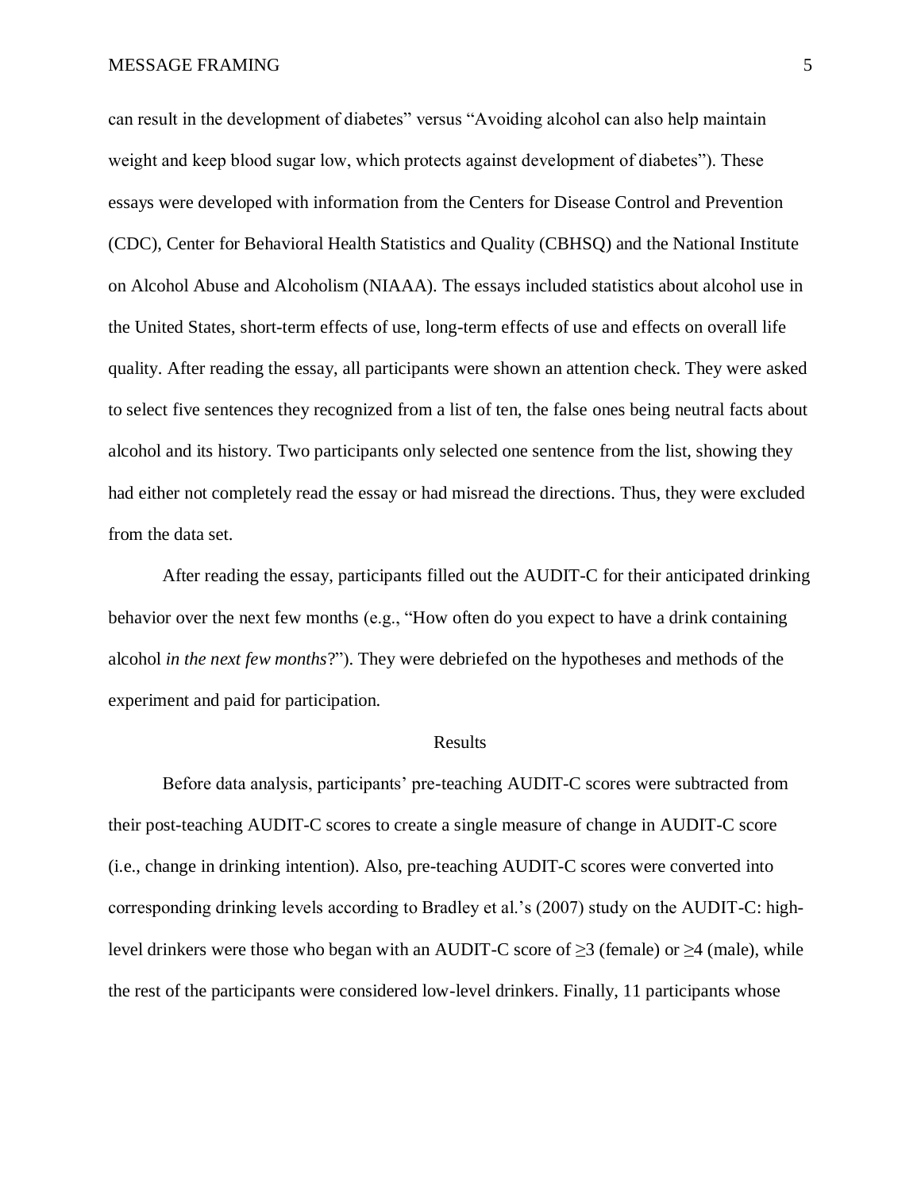can result in the development of diabetes" versus "Avoiding alcohol can also help maintain weight and keep blood sugar low, which protects against development of diabetes"). These essays were developed with information from the Centers for Disease Control and Prevention (CDC), Center for Behavioral Health Statistics and Quality (CBHSQ) and the National Institute on Alcohol Abuse and Alcoholism (NIAAA). The essays included statistics about alcohol use in the United States, short-term effects of use, long-term effects of use and effects on overall life quality. After reading the essay, all participants were shown an attention check. They were asked to select five sentences they recognized from a list of ten, the false ones being neutral facts about alcohol and its history. Two participants only selected one sentence from the list, showing they had either not completely read the essay or had misread the directions. Thus, they were excluded from the data set.

After reading the essay, participants filled out the AUDIT-C for their anticipated drinking behavior over the next few months (e.g., "How often do you expect to have a drink containing alcohol *in the next few months*?"). They were debriefed on the hypotheses and methods of the experiment and paid for participation.

## Results

Before data analysis, participants' pre-teaching AUDIT-C scores were subtracted from their post-teaching AUDIT-C scores to create a single measure of change in AUDIT-C score (i.e., change in drinking intention). Also, pre-teaching AUDIT-C scores were converted into corresponding drinking levels according to Bradley et al.'s (2007) study on the AUDIT-C: high-level drinkers were those who began with an AUDIT-C score of $\geq 3$ (female) or $\geq 4$ (male), while the rest of the participants were considered low-level drinkers. Finally, 11 participants whose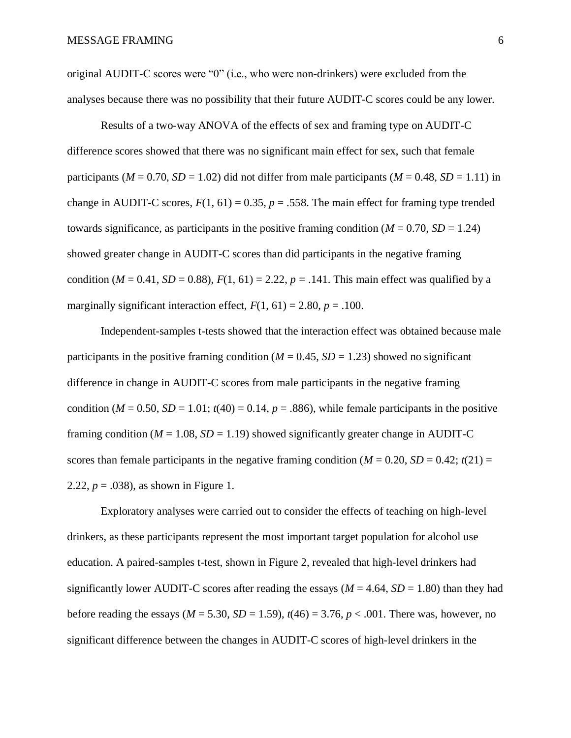original AUDIT-C scores were "0" (i.e., who were non-drinkers) were excluded from the analyses because there was no possibility that their future AUDIT-C scores could be any lower.

Results of a two-way ANOVA of the effects of sex and framing type on AUDIT-C difference scores showed that there was no significant main effect for sex, such that female participants ($M = 0.70$, $SD = 1.02$) did not differ from male participants ($M = 0.48$, $SD = 1.11$) in change in AUDIT-C scores, $F(1, 61) = 0.35$, $p = .558$. The main effect for framing type trended towards significance, as participants in the positive framing condition ($M = 0.70$, $SD = 1.24$) showed greater change in AUDIT-C scores than did participants in the negative framing condition ($M = 0.41$, $SD = 0.88$), $F(1, 61) = 2.22$, $p = .141$. This main effect was qualified by a marginally significant interaction effect, $F(1, 61) = 2.80$, $p = .100$.

Independent-samples t-tests showed that the interaction effect was obtained because male participants in the positive framing condition ($M = 0.45$, $SD = 1.23$) showed no significant difference in change in AUDIT-C scores from male participants in the negative framing condition ($M = 0.50$, $SD = 1.01$; $t(40) = 0.14$, $p = .886$), while female participants in the positive framing condition ($M = 1.08$, $SD = 1.19$) showed significantly greater change in AUDIT-C scores than female participants in the negative framing condition ($M = 0.20$, $SD = 0.42$; $t(21) = 2.22$, $p = .038$), as shown in Figure 1.

Exploratory analyses were carried out to consider the effects of teaching on high-level drinkers, as these participants represent the most important target population for alcohol use education. A paired-samples t-test, shown in Figure 2, revealed that high-level drinkers had significantly lower AUDIT-C scores after reading the essays ($M = 4.64$, $SD = 1.80$) than they had before reading the essays ($M = 5.30$, $SD = 1.59$), $t(46) = 3.76$, $p < .001$. There was, however, no significant difference between the changes in AUDIT-C scores of high-level drinkers in the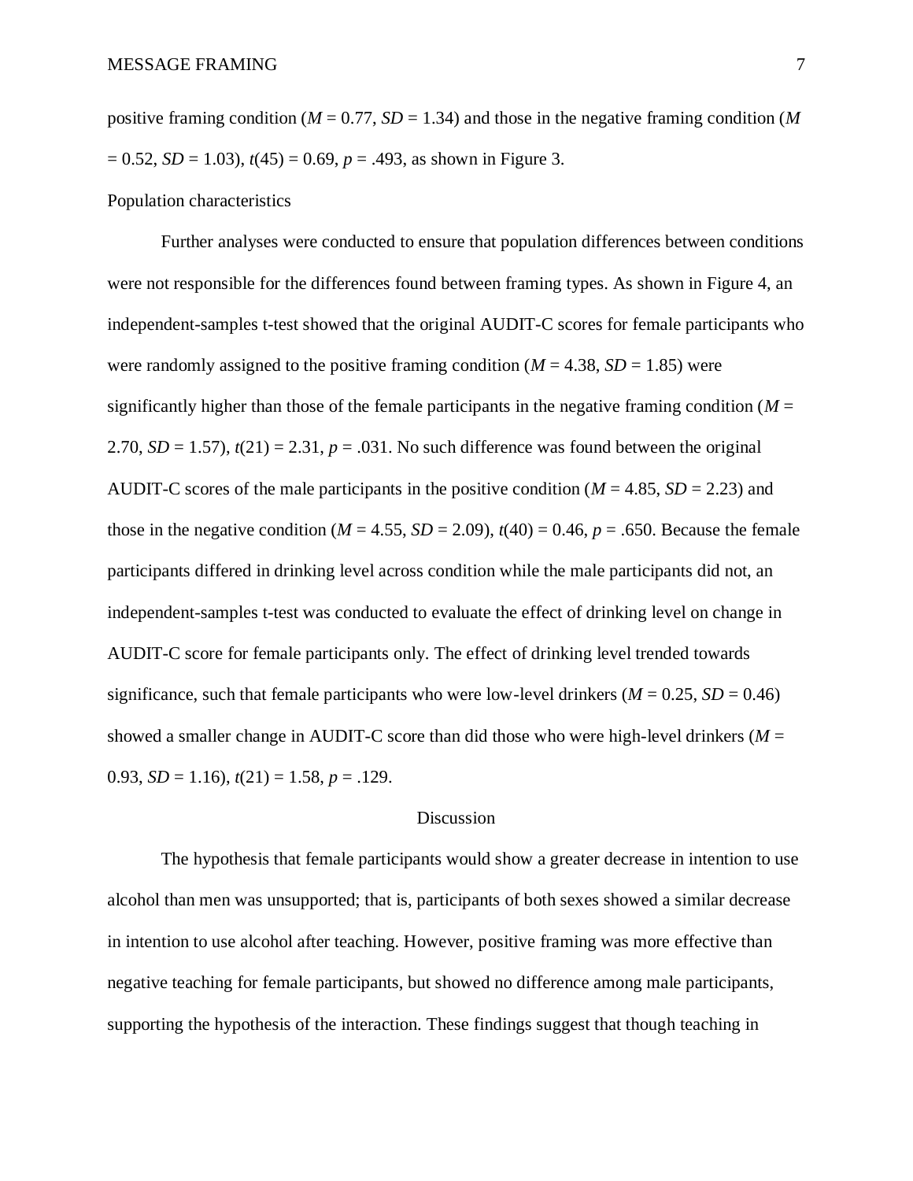positive framing condition ($M = 0.77$, $SD = 1.34$) and those in the negative framing condition ($M = 0.52$, $SD = 1.03$), $t(45) = 0.69$, $p = .493$, as shown in Figure 3.

Population characteristics

Further analyses were conducted to ensure that population differences between conditions were not responsible for the differences found between framing types. As shown in Figure 4, an independent-samples t-test showed that the original AUDIT-C scores for female participants who were randomly assigned to the positive framing condition ($M = 4.38$, $SD = 1.85$) were significantly higher than those of the female participants in the negative framing condition ($M = 2.70$, $SD = 1.57$), $t(21) = 2.31$, $p = .031$. No such difference was found between the original AUDIT-C scores of the male participants in the positive condition ($M = 4.85$, $SD = 2.23$) and those in the negative condition ($M = 4.55$, $SD = 2.09$), $t(40) = 0.46$, $p = .650$. Because the female participants differed in drinking level across condition while the male participants did not, an independent-samples t-test was conducted to evaluate the effect of drinking level on change in AUDIT-C score for female participants only. The effect of drinking level trended towards significance, such that female participants who were low-level drinkers ($M = 0.25$, $SD = 0.46$) showed a smaller change in AUDIT-C score than did those who were high-level drinkers ($M = 0.93$, $SD = 1.16$), $t(21) = 1.58$, $p = .129$.

# Discussion

The hypothesis that female participants would show a greater decrease in intention to use alcohol than men was unsupported; that is, participants of both sexes showed a similar decrease in intention to use alcohol after teaching. However, positive framing was more effective than negative teaching for female participants, but showed no difference among male participants, supporting the hypothesis of the interaction. These findings suggest that though teaching in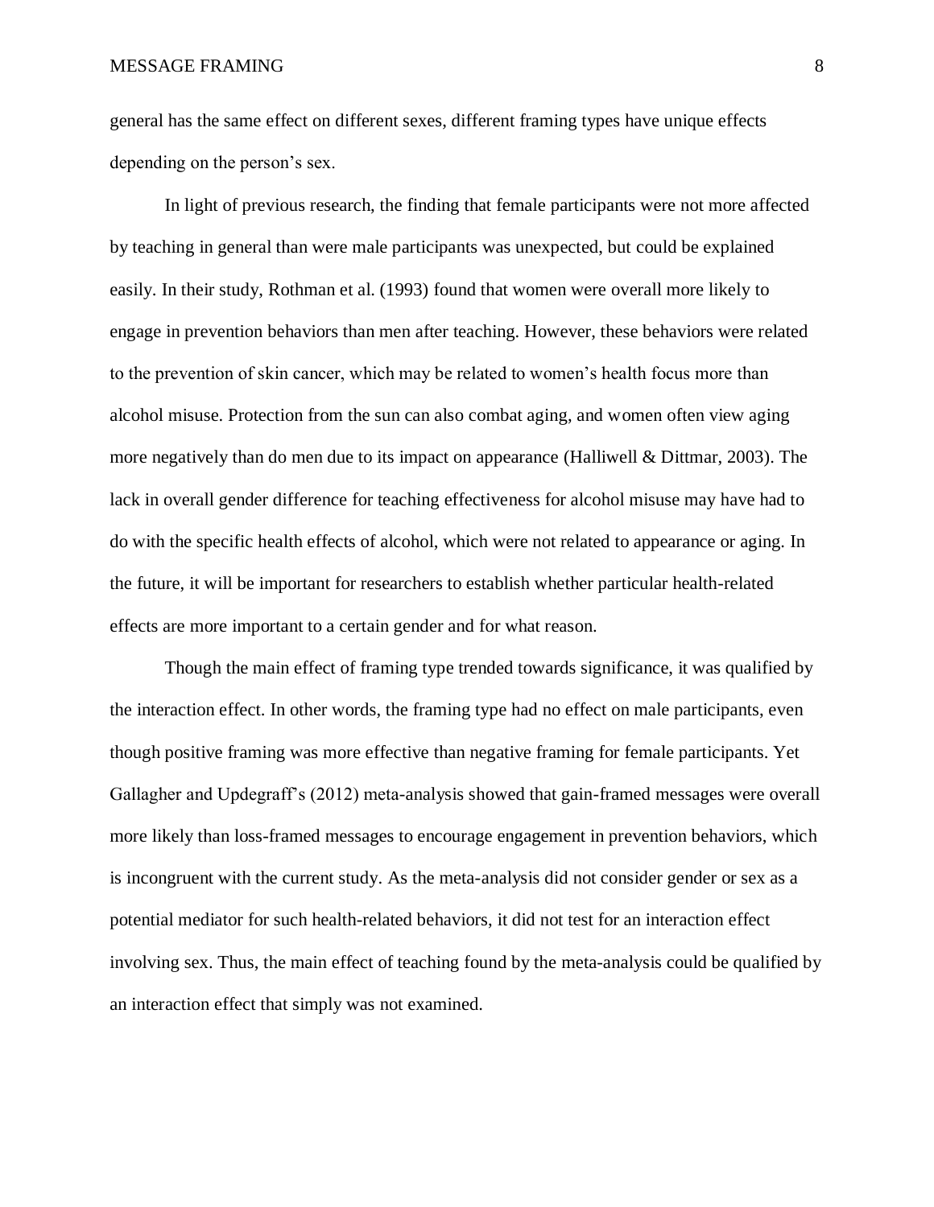general has the same effect on different sexes, different framing types have unique effects depending on the person's sex.

In light of previous research, the finding that female participants were not more affected by teaching in general than were male participants was unexpected, but could be explained easily. In their study, Rothman et al. (1993) found that women were overall more likely to engage in prevention behaviors than men after teaching. However, these behaviors were related to the prevention of skin cancer, which may be related to women's health focus more than alcohol misuse. Protection from the sun can also combat aging, and women often view aging more negatively than do men due to its impact on appearance (Halliwell & Dittmar, 2003). The lack in overall gender difference for teaching effectiveness for alcohol misuse may have had to do with the specific health effects of alcohol, which were not related to appearance or aging. In the future, it will be important for researchers to establish whether particular health-related effects are more important to a certain gender and for what reason.

Though the main effect of framing type trended towards significance, it was qualified by the interaction effect. In other words, the framing type had no effect on male participants, even though positive framing was more effective than negative framing for female participants. Yet Gallagher and Updegraff's (2012) meta-analysis showed that gain-framed messages were overall more likely than loss-framed messages to encourage engagement in prevention behaviors, which is incongruent with the current study. As the meta-analysis did not consider gender or sex as a potential mediator for such health-related behaviors, it did not test for an interaction effect involving sex. Thus, the main effect of teaching found by the meta-analysis could be qualified by an interaction effect that simply was not examined.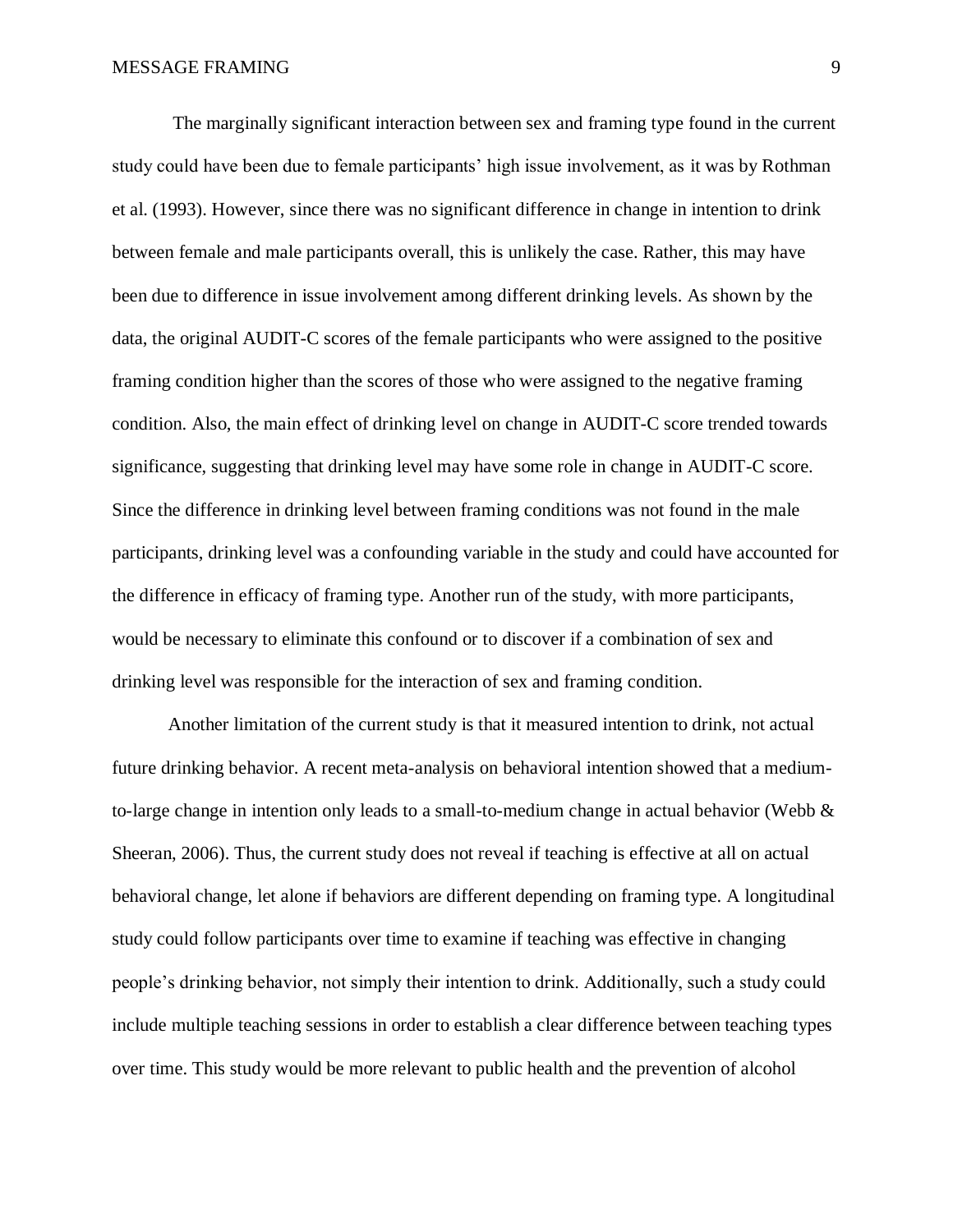The marginally significant interaction between sex and framing type found in the current study could have been due to female participants' high issue involvement, as it was by Rothman et al. (1993). However, since there was no significant difference in change in intention to drink between female and male participants overall, this is unlikely the case. Rather, this may have been due to difference in issue involvement among different drinking levels. As shown by the data, the original AUDIT-C scores of the female participants who were assigned to the positive framing condition higher than the scores of those who were assigned to the negative framing condition. Also, the main effect of drinking level on change in AUDIT-C score trended towards significance, suggesting that drinking level may have some role in change in AUDIT-C score. Since the difference in drinking level between framing conditions was not found in the male participants, drinking level was a confounding variable in the study and could have accounted for the difference in efficacy of framing type. Another run of the study, with more participants, would be necessary to eliminate this confound or to discover if a combination of sex and drinking level was responsible for the interaction of sex and framing condition.

Another limitation of the current study is that it measured intention to drink, not actual future drinking behavior. A recent meta-analysis on behavioral intention showed that a medium-to-large change in intention only leads to a small-to-medium change in actual behavior (Webb & Sheeran, 2006). Thus, the current study does not reveal if teaching is effective at all on actual behavioral change, let alone if behaviors are different depending on framing type. A longitudinal study could follow participants over time to examine if teaching was effective in changing people's drinking behavior, not simply their intention to drink. Additionally, such a study could include multiple teaching sessions in order to establish a clear difference between teaching types over time. This study would be more relevant to public health and the prevention of alcohol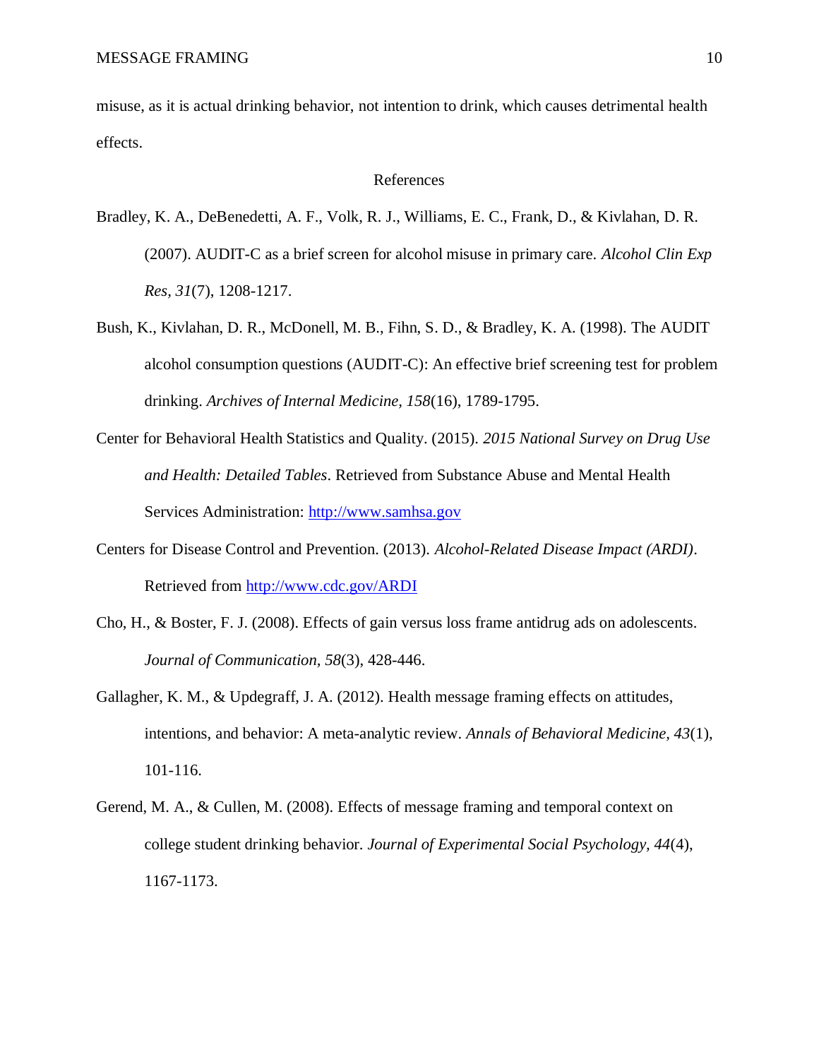misuse, as it is actual drinking behavior, not intention to drink, which causes detrimental health effects.

# References

Bradley, K. A., DeBenedetti, A. F., Volk, R. J., Williams, E. C., Frank, D., & Kivlahan, D. R. (2007). AUDIT-C as a brief screen for alcohol misuse in primary care. *Alcohol Clin Exp Res*, *31*(7), 1208-1217.

Bush, K., Kivlahan, D. R., McDonell, M. B., Fihn, S. D., & Bradley, K. A. (1998). The AUDIT alcohol consumption questions (AUDIT-C): An effective brief screening test for problem drinking. *Archives of Internal Medicine, 158*(16), 1789-1795.

Center for Behavioral Health Statistics and Quality. (2015). *2015 National Survey on Drug Use and Health: Detailed Tables*. Retrieved from Substance Abuse and Mental Health Services Administration: http://www.samhsa.gov

Centers for Disease Control and Prevention. (2013). *Alcohol-Related Disease Impact (ARDI)*. Retrieved from http://www.cdc.gov/ARDI

Cho, H., & Boster, F. J. (2008). Effects of gain versus loss frame antidrug ads on adolescents. *Journal of Communication*, *58*(3), 428-446.

Gallagher, K. M., & Updegraff, J. A. (2012). Health message framing effects on attitudes, intentions, and behavior: A meta-analytic review. *Annals of Behavioral Medicine*, *43*(1), 101-116.

Gerend, M. A., & Cullen, M. (2008). Effects of message framing and temporal context on college student drinking behavior. *Journal of Experimental Social Psychology*, *44*(4), 1167-1173.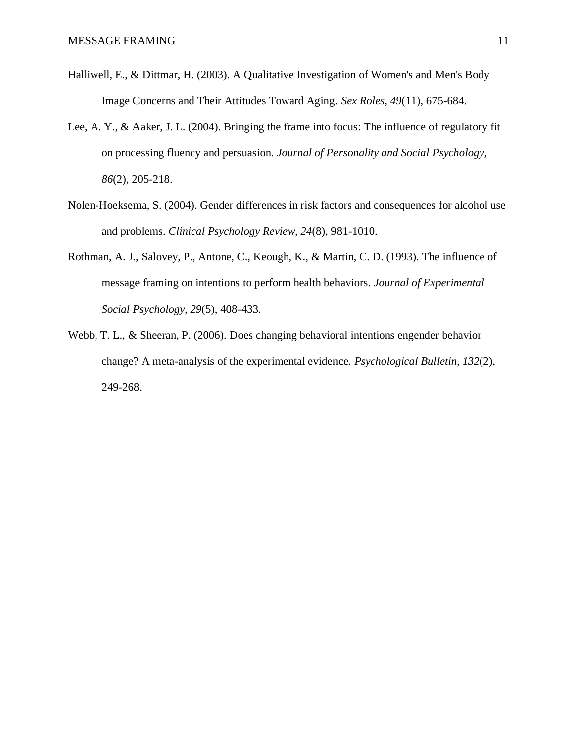Halliwell, E., & Dittmar, H. (2003). A Qualitative Investigation of Women's and Men's Body Image Concerns and Their Attitudes Toward Aging. *Sex Roles, 49*(11), 675-684.

Lee, A. Y., & Aaker, J. L. (2004). Bringing the frame into focus: The influence of regulatory fit on processing fluency and persuasion. *Journal of Personality and Social Psychology, 86*(2), 205-218.

Nolen-Hoeksema, S. (2004). Gender differences in risk factors and consequences for alcohol use and problems. *Clinical Psychology Review, 24*(8), 981-1010.

Rothman, A. J., Salovey, P., Antone, C., Keough, K., & Martin, C. D. (1993). The influence of message framing on intentions to perform health behaviors. *Journal of Experimental Social Psychology, 29*(5), 408-433.

Webb, T. L., & Sheeran, P. (2006). Does changing behavioral intentions engender behavior change? A meta-analysis of the experimental evidence. *Psychological Bulletin, 132*(2), 249-268.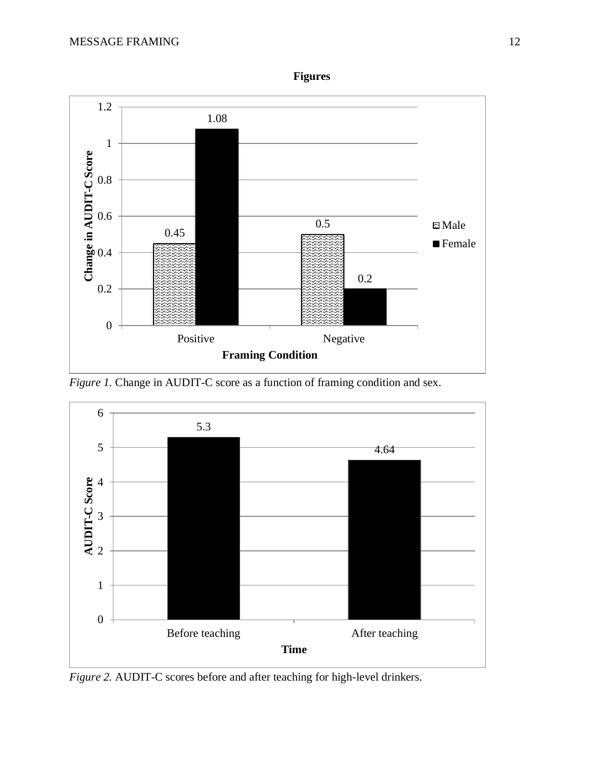**Figures**

*Figure 1.* Change in AUDIT-C score as a function of framing condition and sex.

*Figure 2.* AUDIT-C scores before and after teaching for high-level drinkers.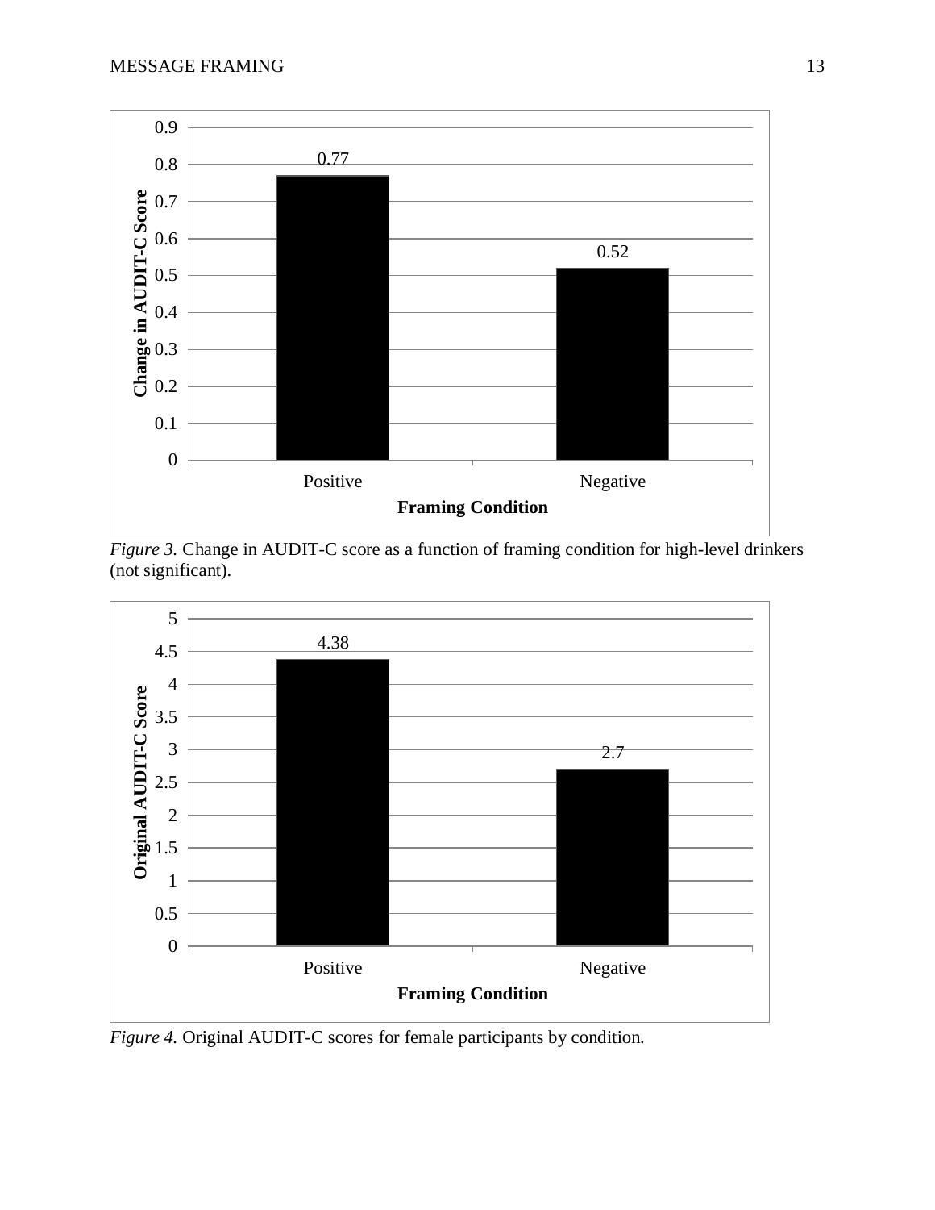*Figure 3.* Change in AUDIT-C score as a function of framing condition for high-level drinkers (not significant).

*Figure 4.* Original AUDIT-C scores for female participants by condition.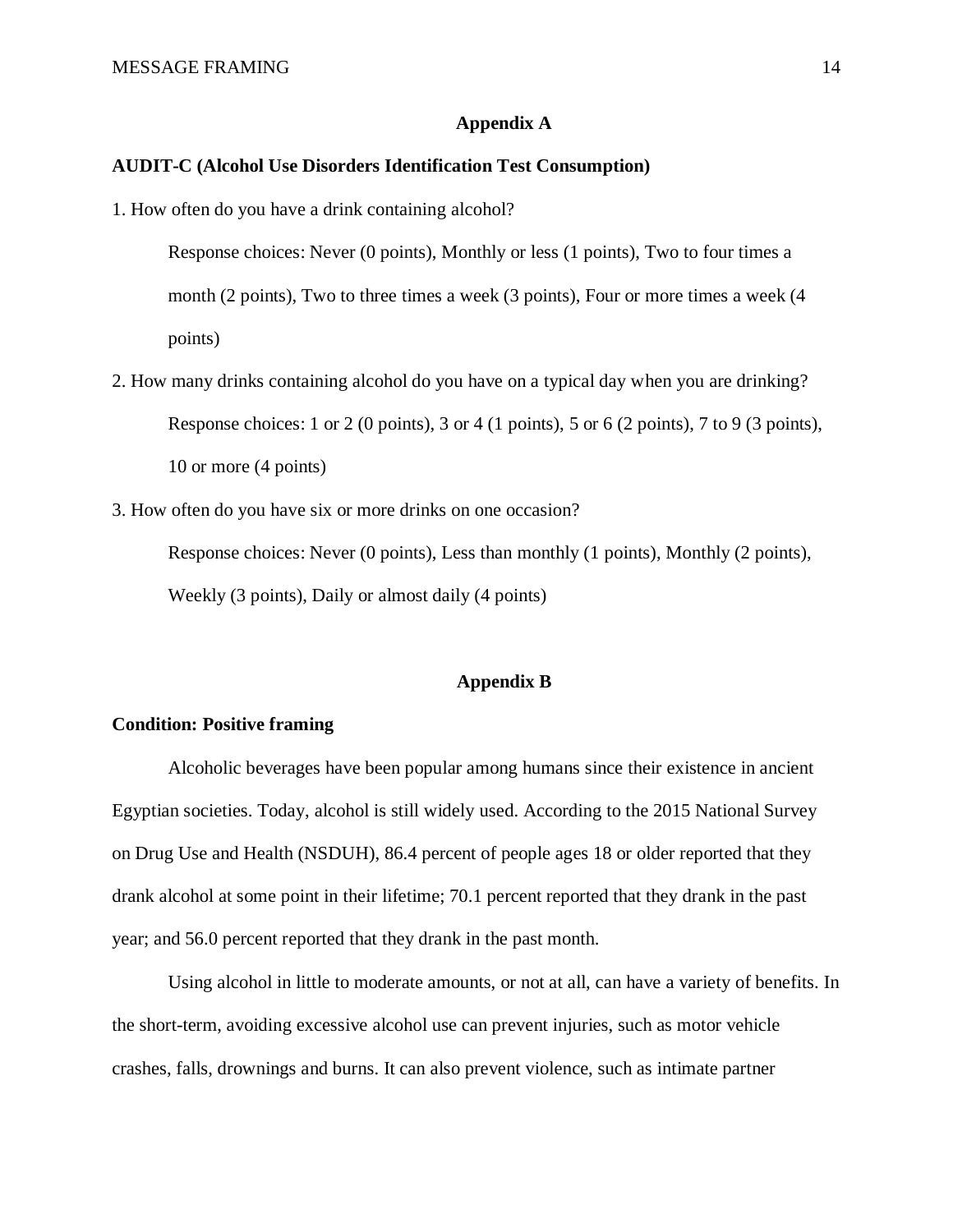## Appendix A

**AUDIT-C (Alcohol Use Disorders Identification Test Consumption)**

1. How often do you have a drink containing alcohol?

    Response choices: Never (0 points), Monthly or less (1 points), Two to four times a month (2 points), Two to three times a week (3 points), Four or more times a week (4 points)

2. How many drinks containing alcohol do you have on a typical day when you are drinking?

    Response choices: 1 or 2 (0 points), 3 or 4 (1 points), 5 or 6 (2 points), 7 to 9 (3 points), 10 or more (4 points)

3. How often do you have six or more drinks on one occasion?

    Response choices: Never (0 points), Less than monthly (1 points), Monthly (2 points), Weekly (3 points), Daily or almost daily (4 points)

## Appendix B

**Condition: Positive framing**

Alcoholic beverages have been popular among humans since their existence in ancient Egyptian societies. Today, alcohol is still widely used. According to the 2015 National Survey on Drug Use and Health (NSDUH), 86.4 percent of people ages 18 or older reported that they drank alcohol at some point in their lifetime; 70.1 percent reported that they drank in the past year; and 56.0 percent reported that they drank in the past month.

Using alcohol in little to moderate amounts, or not at all, can have a variety of benefits. In the short-term, avoiding excessive alcohol use can prevent injuries, such as motor vehicle crashes, falls, drownings and burns. It can also prevent violence, such as intimate partner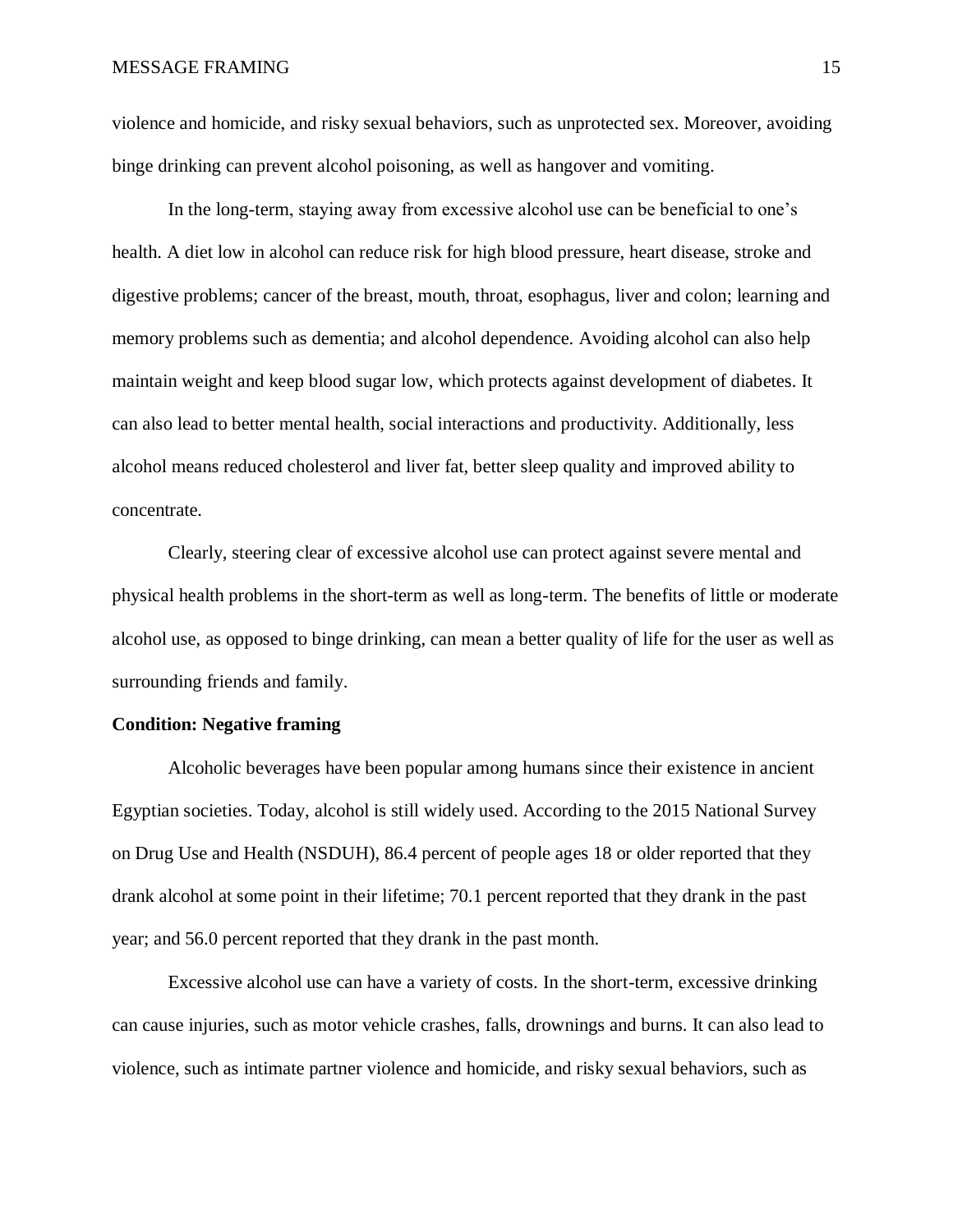violence and homicide, and risky sexual behaviors, such as unprotected sex. Moreover, avoiding binge drinking can prevent alcohol poisoning, as well as hangover and vomiting.

In the long-term, staying away from excessive alcohol use can be beneficial to one's health. A diet low in alcohol can reduce risk for high blood pressure, heart disease, stroke and digestive problems; cancer of the breast, mouth, throat, esophagus, liver and colon; learning and memory problems such as dementia; and alcohol dependence. Avoiding alcohol can also help maintain weight and keep blood sugar low, which protects against development of diabetes. It can also lead to better mental health, social interactions and productivity. Additionally, less alcohol means reduced cholesterol and liver fat, better sleep quality and improved ability to concentrate.

Clearly, steering clear of excessive alcohol use can protect against severe mental and physical health problems in the short-term as well as long-term. The benefits of little or moderate alcohol use, as opposed to binge drinking, can mean a better quality of life for the user as well as surrounding friends and family.

**Condition: Negative framing**

Alcoholic beverages have been popular among humans since their existence in ancient Egyptian societies. Today, alcohol is still widely used. According to the 2015 National Survey on Drug Use and Health (NSDUH), 86.4 percent of people ages 18 or older reported that they drank alcohol at some point in their lifetime; 70.1 percent reported that they drank in the past year; and 56.0 percent reported that they drank in the past month.

Excessive alcohol use can have a variety of costs. In the short-term, excessive drinking can cause injuries, such as motor vehicle crashes, falls, drownings and burns. It can also lead to violence, such as intimate partner violence and homicide, and risky sexual behaviors, such as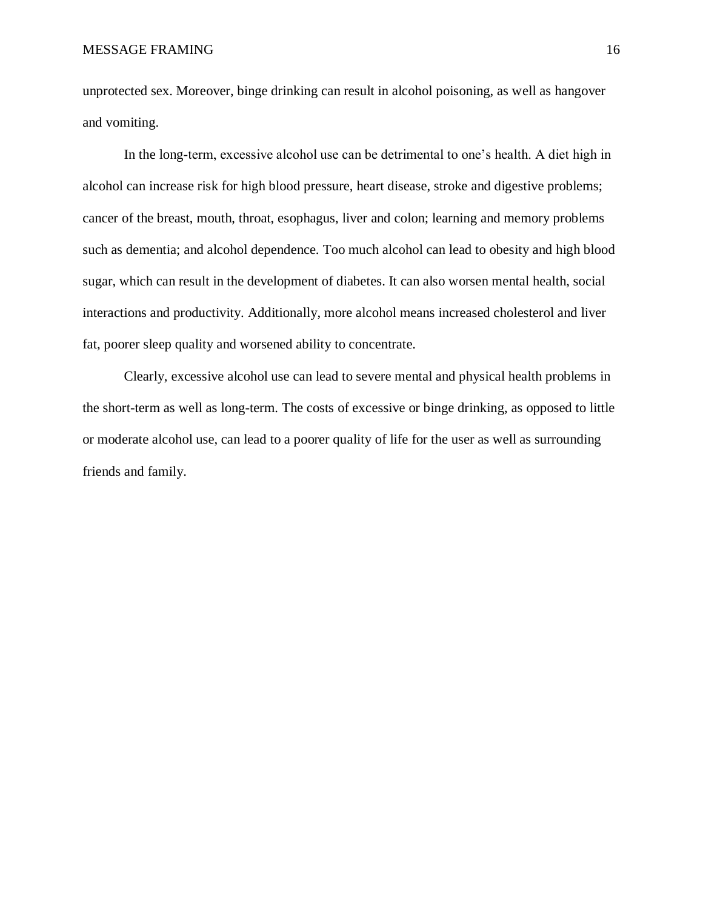unprotected sex. Moreover, binge drinking can result in alcohol poisoning, as well as hangover and vomiting.

In the long-term, excessive alcohol use can be detrimental to one's health. A diet high in alcohol can increase risk for high blood pressure, heart disease, stroke and digestive problems; cancer of the breast, mouth, throat, esophagus, liver and colon; learning and memory problems such as dementia; and alcohol dependence. Too much alcohol can lead to obesity and high blood sugar, which can result in the development of diabetes. It can also worsen mental health, social interactions and productivity. Additionally, more alcohol means increased cholesterol and liver fat, poorer sleep quality and worsened ability to concentrate.

Clearly, excessive alcohol use can lead to severe mental and physical health problems in the short-term as well as long-term. The costs of excessive or binge drinking, as opposed to little or moderate alcohol use, can lead to a poorer quality of life for the user as well as surrounding friends and family.